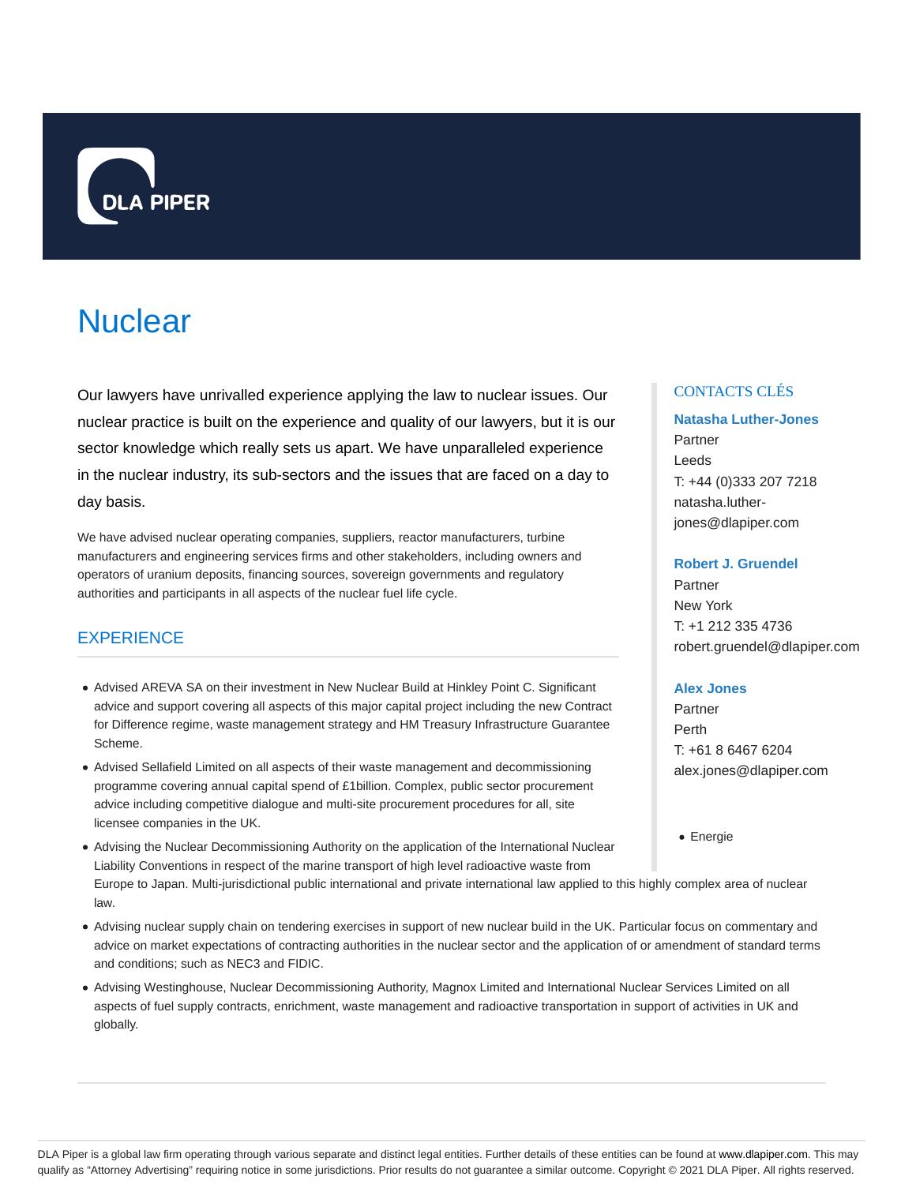# Nuclear

Our lawyers have unrivalled experience applying the law to nuclear issues. Our nuclear practice is built on the experience and quality of our lawyers, but it is our sector knowledge which really sets us apart. We have unparalleled experience in the nuclear industry, its sub-sectors and the issues that are faced on a day to day basis.

We have advised nuclear operating companies, suppliers, reactor manufacturers, turbine manufacturers and engineering services firms and other stakeholders, including owners and operators of uranium deposits, financing sources, sovereign governments and regulatory authorities and participants in all aspects of the nuclear fuel life cycle.

## EXPERIENCE

- Advised AREVA SA on their investment in New Nuclear Build at Hinkley Point C. Significant advice and support covering all aspects of this major capital project including the new Contract for Difference regime, waste management strategy and HM Treasury Infrastructure Guarantee Scheme.
- Advised Sellafield Limited on all aspects of their waste management and decommissioning programme covering annual capital spend of £1billion. Complex, public sector procurement advice including competitive dialogue and multi-site procurement procedures for all, site licensee companies in the UK.
- Advising the Nuclear Decommissioning Authority on the application of the International Nuclear Liability Conventions in respect of the marine transport of high level radioactive waste from Europe to Japan. Multi-jurisdictional public international and private international law applied to this highly complex area of nuclear law.
- Advising nuclear supply chain on tendering exercises in support of new nuclear build in the UK. Particular focus on commentary and advice on market expectations of contracting authorities in the nuclear sector and the application of or amendment of standard terms and conditions; such as NEC3 and FIDIC.
- Advising Westinghouse, Nuclear Decommissioning Authority, Magnox Limited and International Nuclear Services Limited on all aspects of fuel supply contracts, enrichment, waste management and radioactive transportation in support of activities in UK and globally.

## CONTACTS CLÉS

**Natasha Luther-Jones**
Partner
Leeds
T: +44 (0)333 207 7218
natasha.luther-jones@dlapiper.com

**Robert J. Gruendel**
Partner
New York
T: +1 212 335 4736
robert.gruendel@dlapiper.com

**Alex Jones**
Partner
Perth
T: +61 8 6467 6204
alex.jones@dlapiper.com

- Energie

DLA Piper is a global law firm operating through various separate and distinct legal entities. Further details of these entities can be found at www.dlapiper.com. This may qualify as "Attorney Advertising" requiring notice in some jurisdictions. Prior results do not guarantee a similar outcome. Copyright © 2021 DLA Piper. All rights reserved.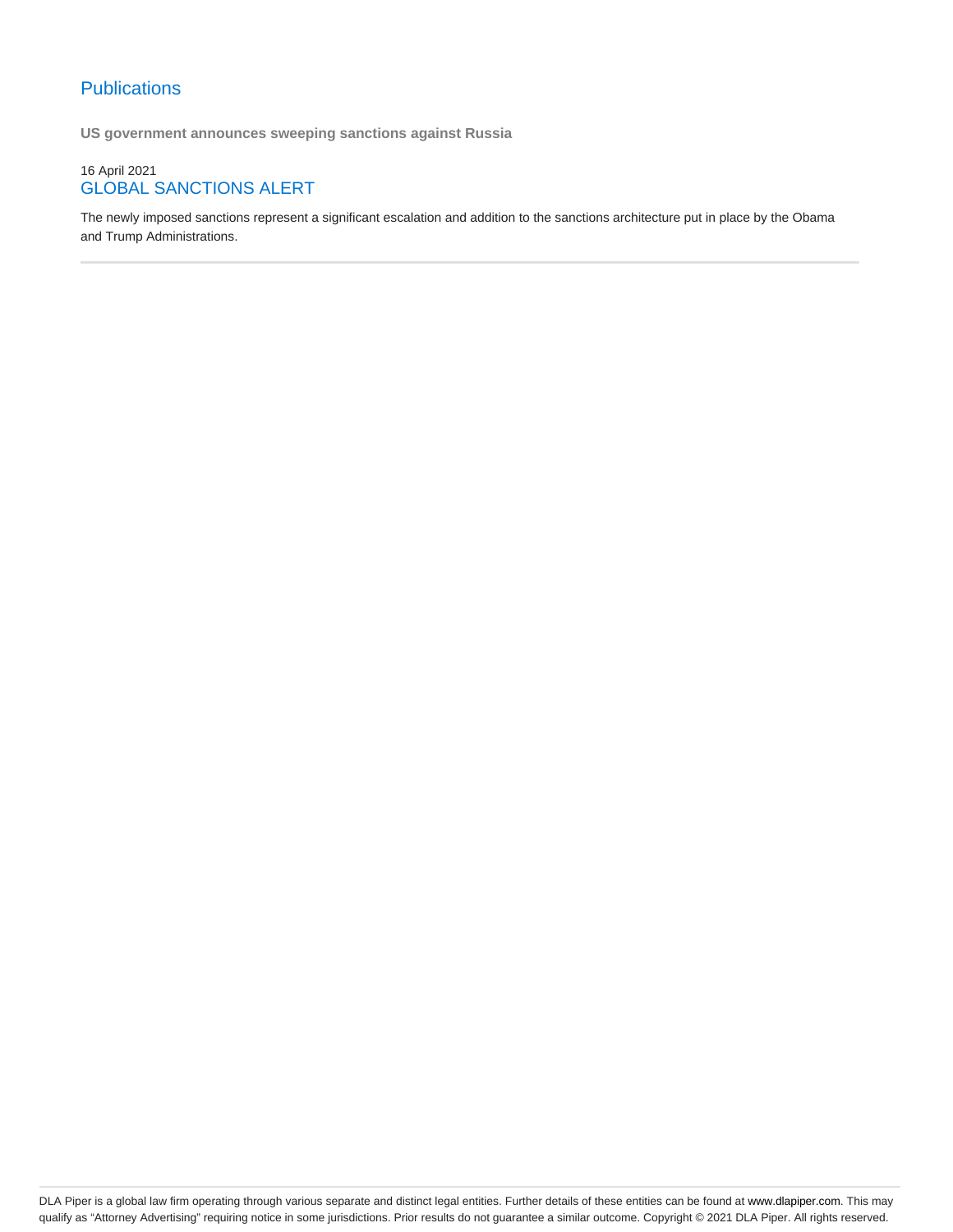## Publications

**US government announces sweeping sanctions against Russia**

16 April 2021
GLOBAL SANCTIONS ALERT

The newly imposed sanctions represent a significant escalation and addition to the sanctions architecture put in place by the Obama and Trump Administrations.

---

DLA Piper is a global law firm operating through various separate and distinct legal entities. Further details of these entities can be found at www.dlapiper.com. This may qualify as "Attorney Advertising" requiring notice in some jurisdictions. Prior results do not guarantee a similar outcome. Copyright © 2021 DLA Piper. All rights reserved.